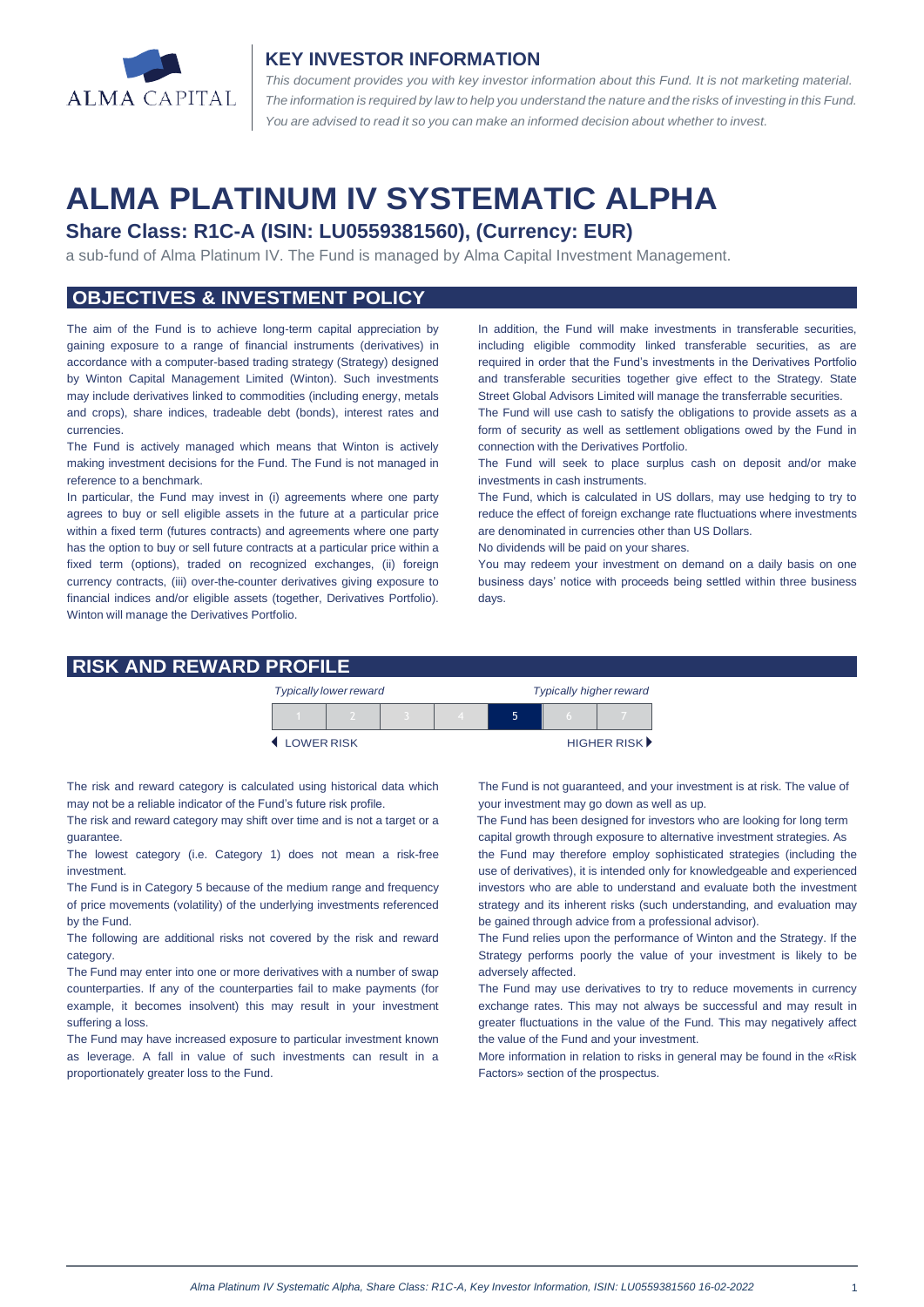ALMA CAPITAL

## KEY INVESTOR INFORMATION

*This document provides you with key investor information about this Fund. It is not marketing material. The information is required by law to help you understand the nature and the risks of investing in this Fund. You are advised to read it so you can make an informed decision about whether to invest.*

# ALMA PLATINUM IV SYSTEMATIC ALPHA

### Share Class: R1C-A (ISIN: LU0559381560), (Currency: EUR)

a sub-fund of Alma Platinum IV. The Fund is managed by Alma Capital Investment Management.

## OBJECTIVES & INVESTMENT POLICY

The aim of the Fund is to achieve long-term capital appreciation by gaining exposure to a range of financial instruments (derivatives) in accordance with a computer-based trading strategy (Strategy) designed by Winton Capital Management Limited (Winton). Such investments may include derivatives linked to commodities (including energy, metals and crops), share indices, tradeable debt (bonds), interest rates and currencies.

The Fund is actively managed which means that Winton is actively making investment decisions for the Fund. The Fund is not managed in reference to a benchmark.

In particular, the Fund may invest in (i) agreements where one party agrees to buy or sell eligible assets in the future at a particular price within a fixed term (futures contracts) and agreements where one party has the option to buy or sell future contracts at a particular price within a fixed term (options), traded on recognized exchanges, (ii) foreign currency contracts, (iii) over-the-counter derivatives giving exposure to financial indices and/or eligible assets (together, Derivatives Portfolio). Winton will manage the Derivatives Portfolio.

In addition, the Fund will make investments in transferable securities, including eligible commodity linked transferable securities, as are required in order that the Fund's investments in the Derivatives Portfolio and transferable securities together give effect to the Strategy. State Street Global Advisors Limited will manage the transferable securities.

The Fund will use cash to satisfy the obligations to provide assets as a form of security as well as settlement obligations owed by the Fund in connection with the Derivatives Portfolio.

The Fund will seek to place surplus cash on deposit and/or make investments in cash instruments.

The Fund, which is calculated in US dollars, may use hedging to try to reduce the effect of foreign exchange rate fluctuations where investments are denominated in currencies other than US Dollars.

No dividends will be paid on your shares.

You may redeem your investment on demand on a daily basis on one business days' notice with proceeds being settled within three business days.

## RISK AND REWARD PROFILE

| *Typically lower reward* | | | | | | *Typically higher reward* |
|---|---|---|---|---|---|---|
| 1 | 2 | 3 | 4 | **5** | 6 | 7 |
| ◀ LOWER RISK | | | | | | HIGHER RISK ▶ |

The risk and reward category is calculated using historical data which may not be a reliable indicator of the Fund's future risk profile.

The risk and reward category may shift over time and is not a target or a guarantee.

The lowest category (i.e. Category 1) does not mean a risk-free investment.

The Fund is in Category 5 because of the medium range and frequency of price movements (volatility) of the underlying investments referenced by the Fund.

The following are additional risks not covered by the risk and reward category.

The Fund may enter into one or more derivatives with a number of swap counterparties. If any of the counterparties fail to make payments (for example, it becomes insolvent) this may result in your investment suffering a loss.

The Fund may have increased exposure to particular investment known as leverage. A fall in value of such investments can result in a proportionately greater loss to the Fund.

The Fund is not guaranteed, and your investment is at risk. The value of your investment may go down as well as up.

The Fund has been designed for investors who are looking for long term capital growth through exposure to alternative investment strategies. As the Fund may therefore employ sophisticated strategies (including the use of derivatives), it is intended only for knowledgeable and experienced investors who are able to understand and evaluate both the investment strategy and its inherent risks (such understanding, and evaluation may be gained through advice from a professional advisor).

The Fund relies upon the performance of Winton and the Strategy. If the Strategy performs poorly the value of your investment is likely to be adversely affected.

The Fund may use derivatives to try to reduce movements in currency exchange rates. This may not always be successful and may result in greater fluctuations in the value of the Fund. This may negatively affect the value of the Fund and your investment.

More information in relation to risks in general may be found in the «Risk Factors» section of the prospectus.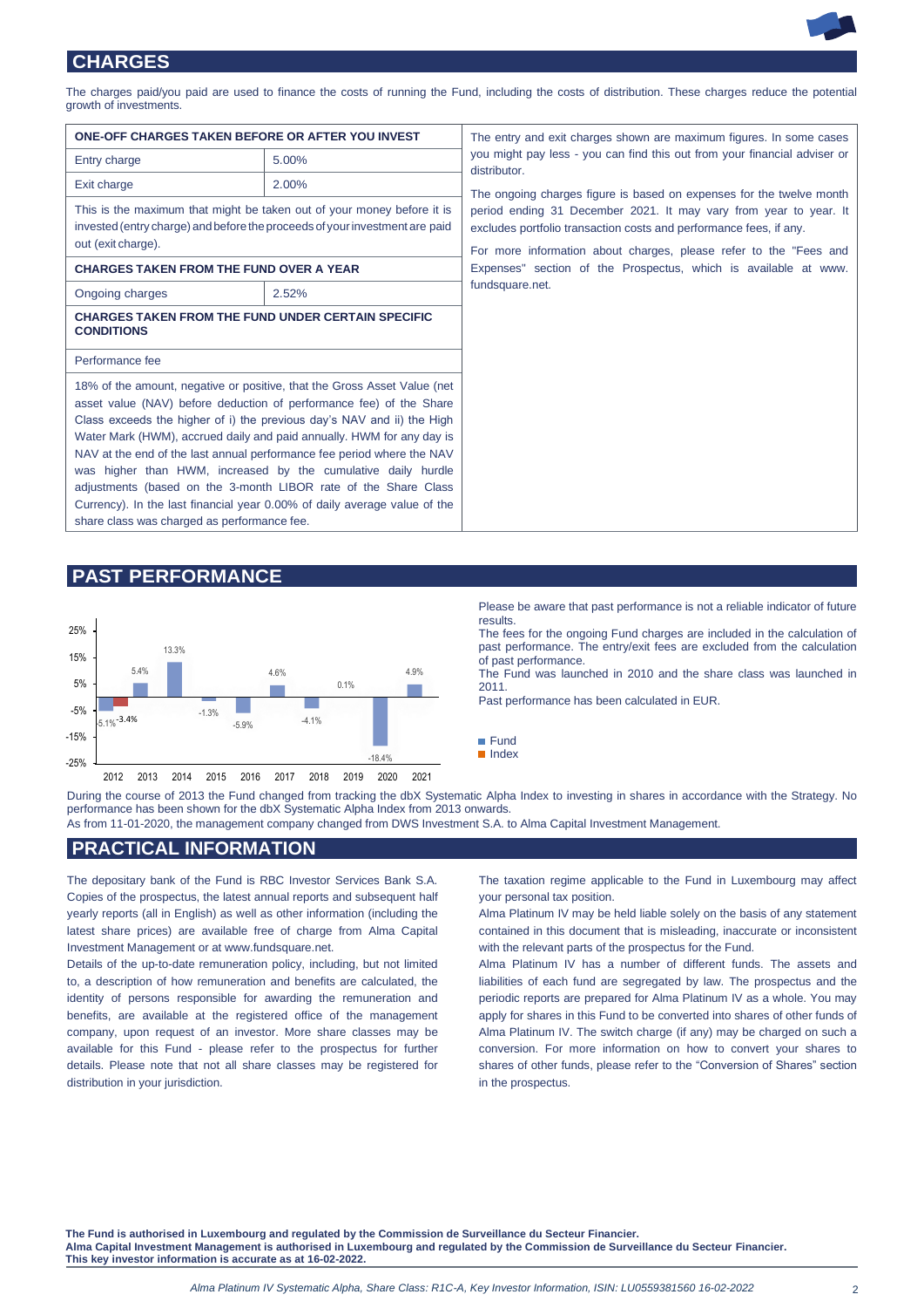## CHARGES

The charges paid/you paid are used to finance the costs of running the Fund, including the costs of distribution. These charges reduce the potential growth of investments.

| ONE-OFF CHARGES TAKEN BEFORE OR AFTER YOU INVEST | |
|---|---|
| Entry charge | 5.00% |
| Exit charge | 2.00% |
| This is the maximum that might be taken out of your money before it is invested (entry charge) and before the proceeds of your investment are paid out (exit charge). | |
| **CHARGES TAKEN FROM THE FUND OVER A YEAR** | |
| Ongoing charges | 2.52% |
| **CHARGES TAKEN FROM THE FUND UNDER CERTAIN SPECIFIC CONDITIONS** | |
| Performance fee | |
| 18% of the amount, negative or positive, that the Gross Asset Value (net asset value (NAV) before deduction of performance fee) of the Share Class exceeds the higher of i) the previous day's NAV and ii) the High Water Mark (HWM), accrued daily and paid annually. HWM for any day is NAV at the end of the last annual performance fee period where the NAV was higher than HWM, increased by the cumulative daily hurdle adjustments (based on the 3-month LIBOR rate of the Share Class Currency). In the last financial year 0.00% of daily average value of the share class was charged as performance fee. | |

The entry and exit charges shown are maximum figures. In some cases you might pay less - you can find this out from your financial adviser or distributor.

The ongoing charges figure is based on expenses for the twelve month period ending 31 December 2021. It may vary from year to year. It excludes portfolio transaction costs and performance fees, if any.

For more information about charges, please refer to the "Fees and Expenses" section of the Prospectus, which is available at www.fundsquare.net.

## PAST PERFORMANCE

25%
15%
5%
-5%
-15%
-25%

-5.1% -3.4%
5.4%
13.3%
-1.3%
-5.9%
4.6%
-4.1%
0.1%
-18.4%
4.9%

2012 2013 2014 2015 2016 2017 2018 2019 2020 2021

Fund
Index

Please be aware that past performance is not a reliable indicator of future results.

The fees for the ongoing Fund charges are included in the calculation of past performance. The entry/exit fees are excluded from the calculation of past performance.

The Fund was launched in 2010 and the share class was launched in 2011.

Past performance has been calculated in EUR.

During the course of 2013 the Fund changed from tracking the dbX Systematic Alpha Index to investing in shares in accordance with the Strategy. No performance has been shown for the dbX Systematic Alpha Index from 2013 onwards.

As from 11-01-2020, the management company changed from DWS Investment S.A. to Alma Capital Investment Management.

## PRACTICAL INFORMATION

The depositary bank of the Fund is RBC Investor Services Bank S.A. Copies of the prospectus, the latest annual reports and subsequent half yearly reports (all in English) as well as other information (including the latest share prices) are available free of charge from Alma Capital Investment Management or at www.fundsquare.net.

Details of the up-to-date remuneration policy, including, but not limited to, a description of how remuneration and benefits are calculated, the identity of persons responsible for awarding the remuneration and benefits, are available at the registered office of the management company, upon request of an investor. More share classes may be available for this Fund - please refer to the prospectus for further details. Please note that not all share classes may be registered for distribution in your jurisdiction.

The taxation regime applicable to the Fund in Luxembourg may affect your personal tax position.

Alma Platinum IV may be held liable solely on the basis of any statement contained in this document that is misleading, inaccurate or inconsistent with the relevant parts of the prospectus for the Fund.

Alma Platinum IV has a number of different funds. The assets and liabilities of each fund are segregated by law. The prospectus and the periodic reports are prepared for Alma Platinum IV as a whole. You may apply for shares in this Fund to be converted into shares of other funds of Alma Platinum IV. The switch charge (if any) may be charged on such a conversion. For more information on how to convert your shares to shares of other funds, please refer to the "Conversion of Shares" section in the prospectus.

**The Fund is authorised in Luxembourg and regulated by the Commission de Surveillance du Secteur Financier.**
**Alma Capital Investment Management is authorised in Luxembourg and regulated by the Commission de Surveillance du Secteur Financier.**
**This key investor information is accurate as at 16-02-2022.**